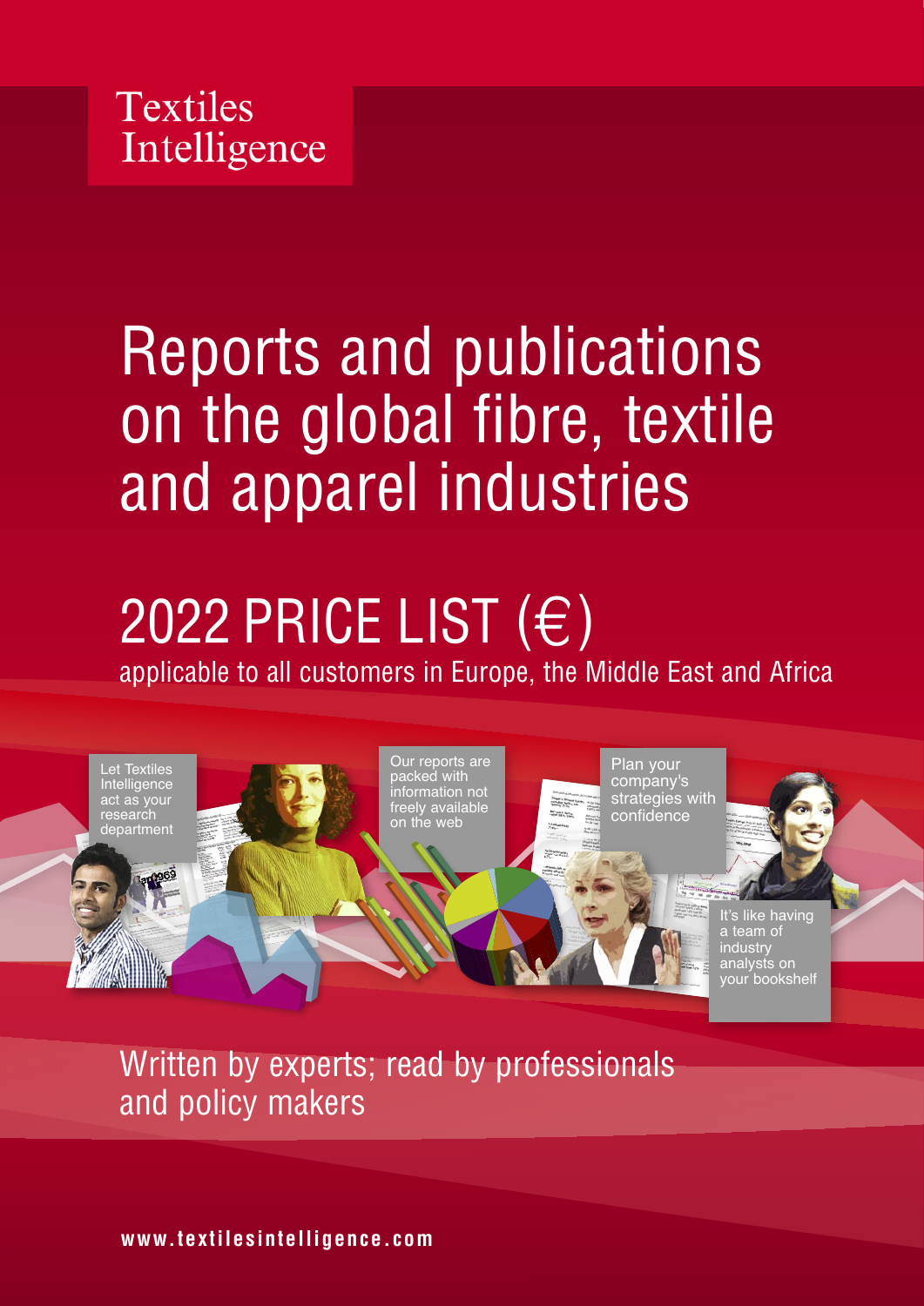Textiles Intelligence

# Reports and publications on the global fibre, textile and apparel industries

## 2022 PRICE LIST (€)

applicable to all customers in Europe, the Middle East and Africa

Let Textiles Intelligence act as your research department

Our reports are packed with information not freely available on the web

Plan your company's strategies with confidence

It's like having a team of industry analysts on your bookshelf

Written by experts; read by professionals and policy makers

**www.textilesintelligence.com**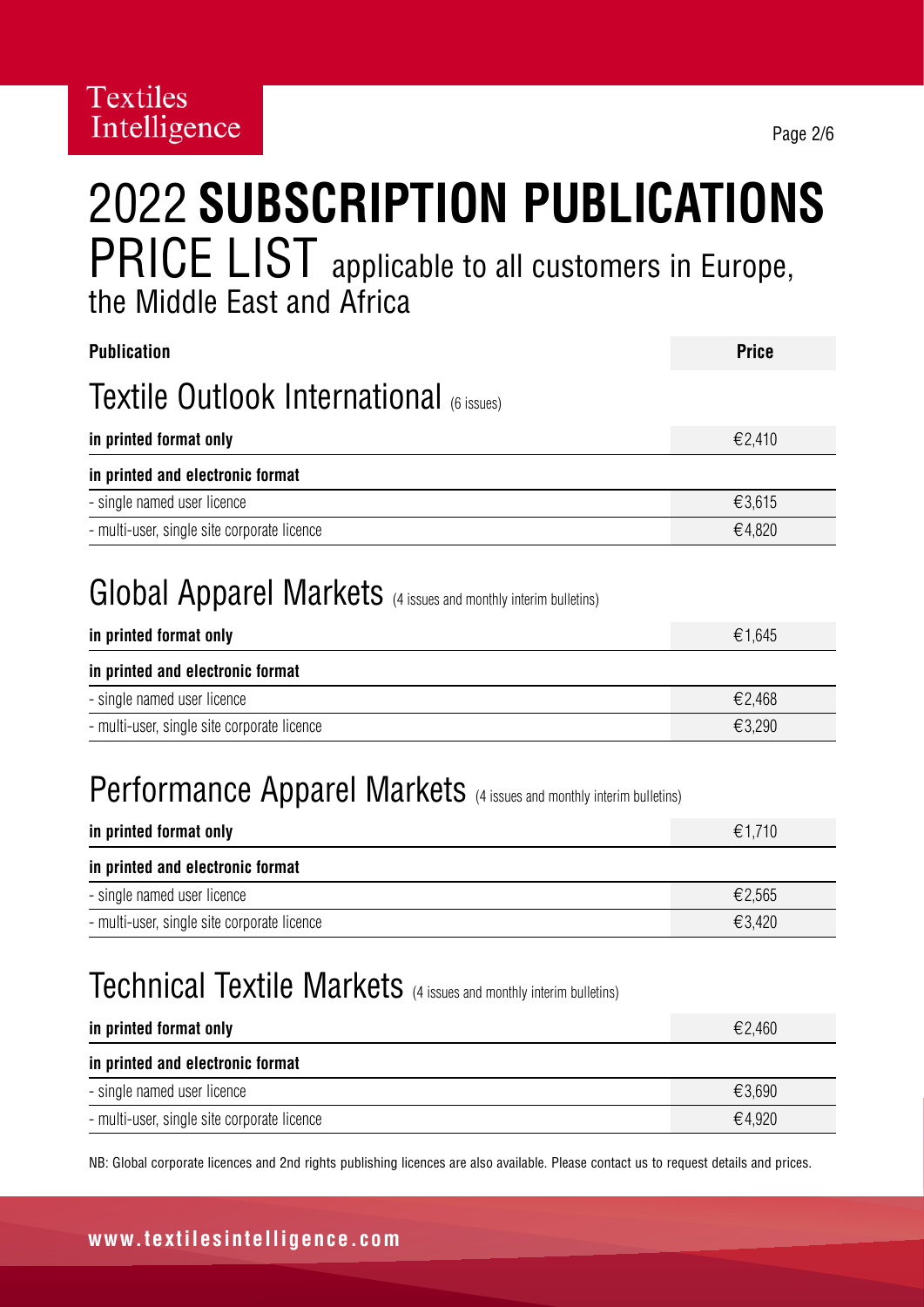Textiles Intelligence

# 2022 **SUBSCRIPTION PUBLICATIONS** PRICE LIST applicable to all customers in Europe, the Middle East and Africa

| **Publication** | **Price** |
|---|---|
| **Textile Outlook International** (6 issues) | |
| **in printed format only** | €2,410 |
| **in printed and electronic format** | |
| - single named user licence | €3,615 |
| - multi-user, single site corporate licence | €4,820 |
| **Global Apparel Markets** (4 issues and monthly interim bulletins) | |
| **in printed format only** | €1,645 |
| **in printed and electronic format** | |
| - single named user licence | €2,468 |
| - multi-user, single site corporate licence | €3,290 |
| **Performance Apparel Markets** (4 issues and monthly interim bulletins) | |
| **in printed format only** | €1,710 |
| **in printed and electronic format** | |
| - single named user licence | €2,565 |
| - multi-user, single site corporate licence | €3,420 |
| **Technical Textile Markets** (4 issues and monthly interim bulletins) | |
| **in printed format only** | €2,460 |
| **in printed and electronic format** | |
| - single named user licence | €3,690 |
| - multi-user, single site corporate licence | €4,920 |

NB: Global corporate licences and 2nd rights publishing licences are also available. Please contact us to request details and prices.

**www.textilesintelligence.com**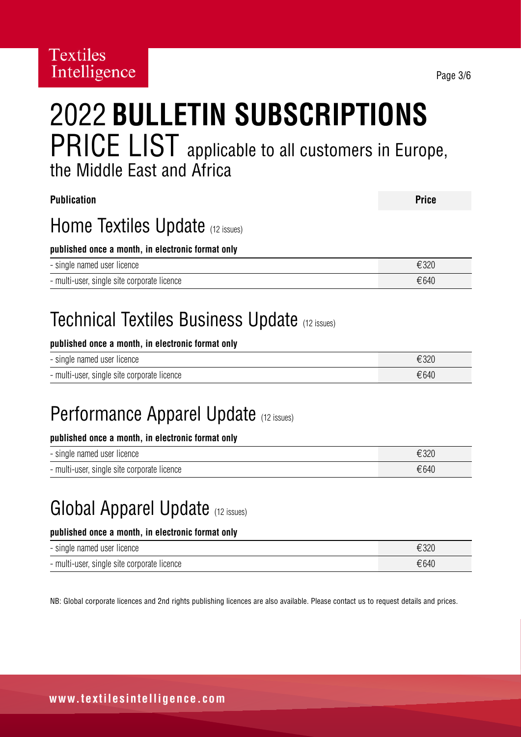Textiles Intelligence

# 2022 **BULLETIN SUBSCRIPTIONS**

## PRICE LIST applicable to all customers in Europe, the Middle East and Africa

| **Publication** | **Price** |
|---|---|

## Home Textiles Update (12 issues)

**published once a month, in electronic format only**

| Licence | Price |
|---|---|
| - single named user licence | €320 |
| - multi-user, single site corporate licence | €640 |

## Technical Textiles Business Update (12 issues)

**published once a month, in electronic format only**

| Licence | Price |
|---|---|
| - single named user licence | €320 |
| - multi-user, single site corporate licence | €640 |

## Performance Apparel Update (12 issues)

**published once a month, in electronic format only**

| Licence | Price |
|---|---|
| - single named user licence | €320 |
| - multi-user, single site corporate licence | €640 |

## Global Apparel Update (12 issues)

**published once a month, in electronic format only**

| Licence | Price |
|---|---|
| - single named user licence | €320 |
| - multi-user, single site corporate licence | €640 |

NB: Global corporate licences and 2nd rights publishing licences are also available. Please contact us to request details and prices.

**www.textilesintelligence.com**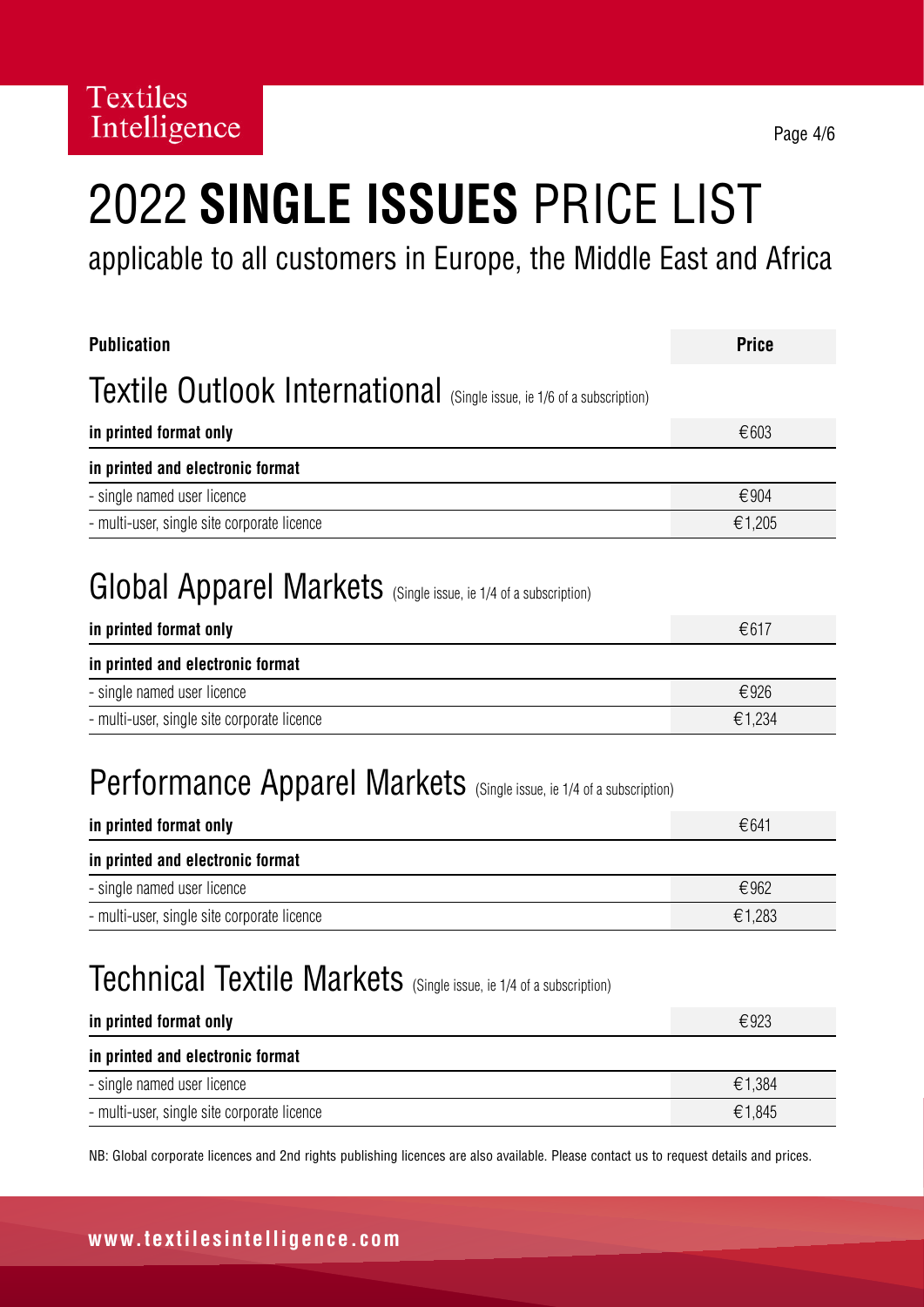Textiles Intelligence

# 2022 **SINGLE ISSUES** PRICE LIST

applicable to all customers in Europe, the Middle East and Africa

| **Publication** | **Price** |
|---|---|

## Textile Outlook International (Single issue, ie 1/6 of a subscription)

| | |
|---|---|
| **in printed format only** | €603 |
| **in printed and electronic format** | |
| - single named user licence | €904 |
| - multi-user, single site corporate licence | €1,205 |

## Global Apparel Markets (Single issue, ie 1/4 of a subscription)

| | |
|---|---|
| **in printed format only** | €617 |
| **in printed and electronic format** | |
| - single named user licence | €926 |
| - multi-user, single site corporate licence | €1,234 |

## Performance Apparel Markets (Single issue, ie 1/4 of a subscription)

| | |
|---|---|
| **in printed format only** | €641 |
| **in printed and electronic format** | |
| - single named user licence | €962 |
| - multi-user, single site corporate licence | €1,283 |

## Technical Textile Markets (Single issue, ie 1/4 of a subscription)

| | |
|---|---|
| **in printed format only** | €923 |
| **in printed and electronic format** | |
| - single named user licence | €1,384 |
| - multi-user, single site corporate licence | €1,845 |

NB: Global corporate licences and 2nd rights publishing licences are also available. Please contact us to request details and prices.

**www.textilesintelligence.com**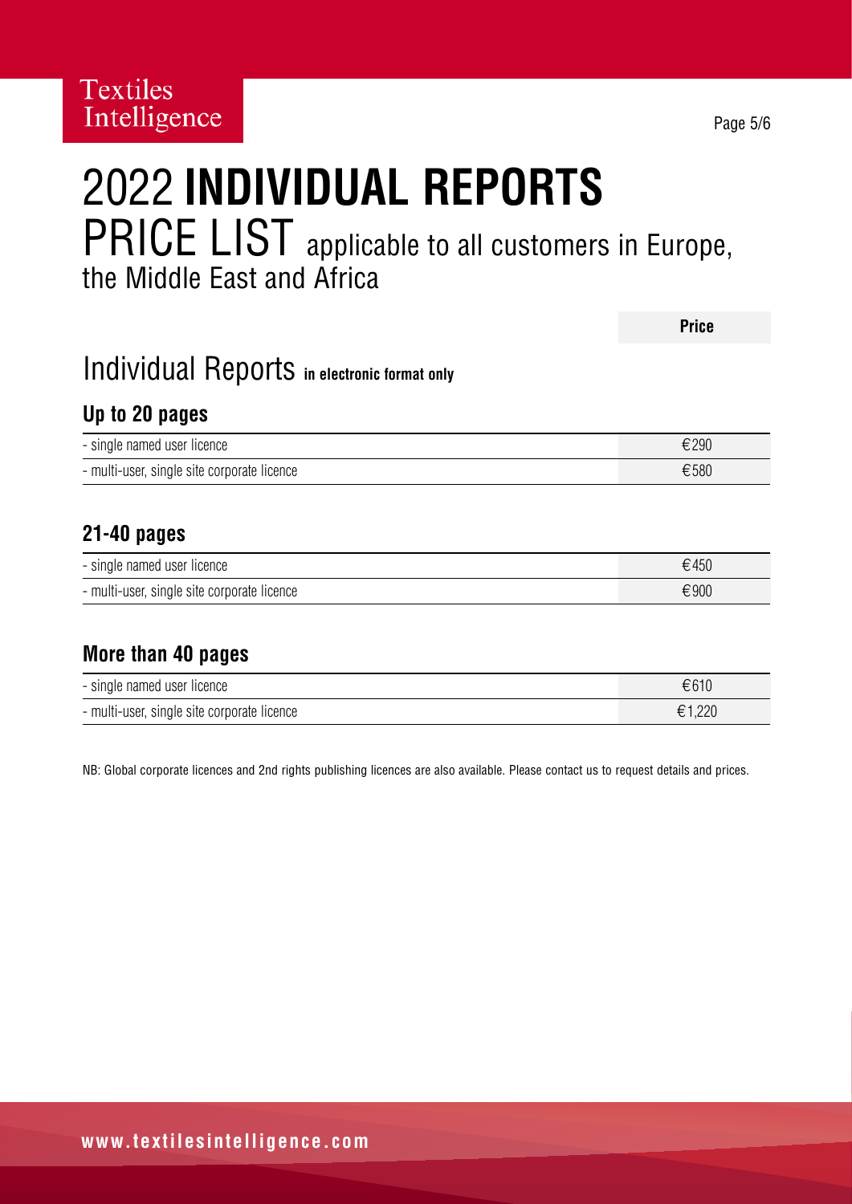# 2022 **INDIVIDUAL REPORTS**

## PRICE LIST applicable to all customers in Europe, the Middle East and Africa

## Individual Reports **in electronic format only**

### Up to 20 pages

| | **Price** |
|---|---|
| - single named user licence | €290 |
| - multi-user, single site corporate licence | €580 |

### 21-40 pages

| | **Price** |
|---|---|
| - single named user licence | €450 |
| - multi-user, single site corporate licence | €900 |

### More than 40 pages

| | **Price** |
|---|---|
| - single named user licence | €610 |
| - multi-user, single site corporate licence | €1,220 |

NB: Global corporate licences and 2nd rights publishing licences are also available. Please contact us to request details and prices.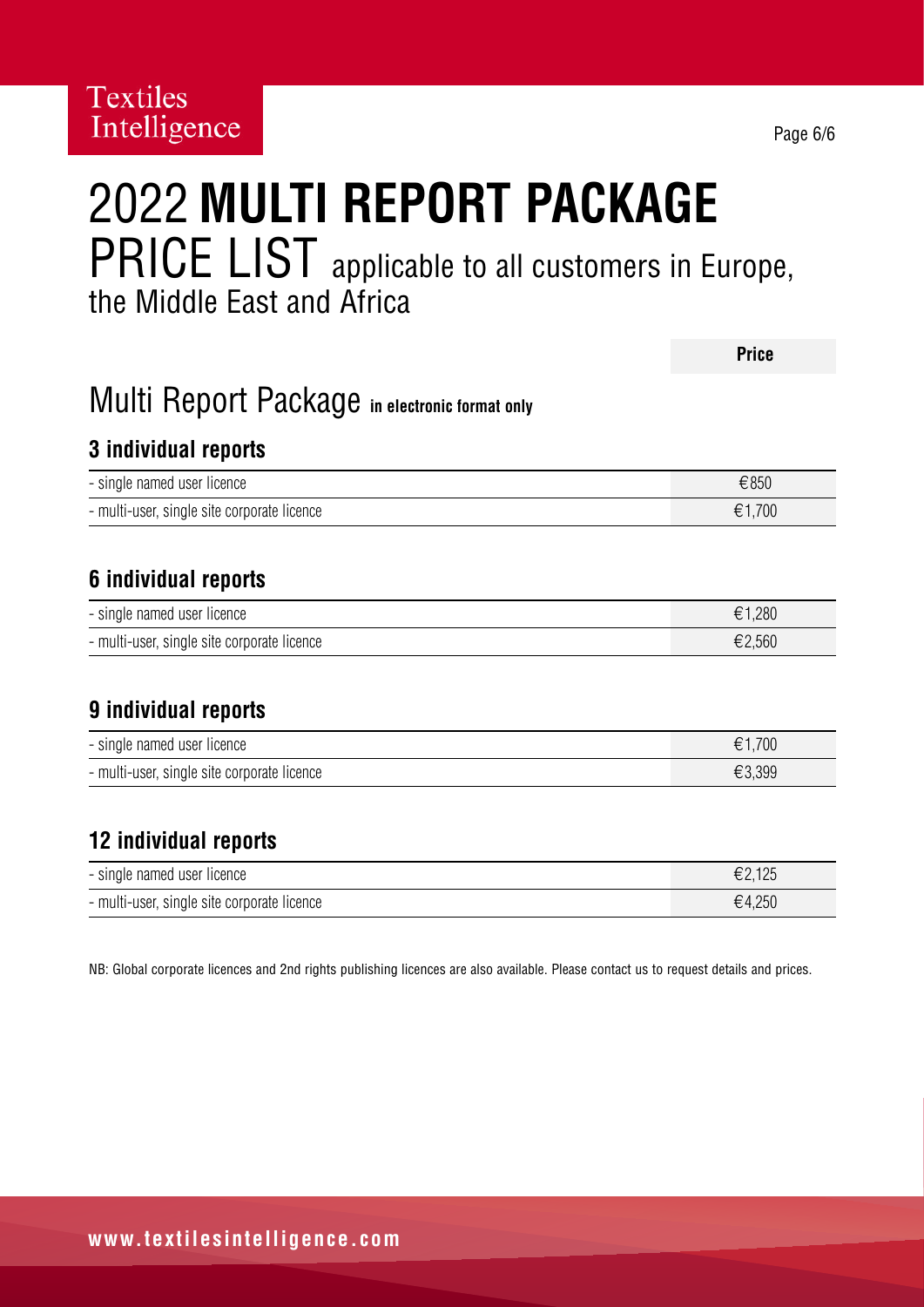# 2022 **MULTI REPORT PACKAGE**

## PRICE LIST applicable to all customers in Europe, the Middle East and Africa

## Multi Report Package **in electronic format only**

### 3 individual reports

| | Price |
|---|---|
| - single named user licence | €850 |
| - multi-user, single site corporate licence | €1,700 |

### 6 individual reports

| | Price |
|---|---|
| - single named user licence | €1,280 |
| - multi-user, single site corporate licence | €2,560 |

### 9 individual reports

| | Price |
|---|---|
| - single named user licence | €1,700 |
| - multi-user, single site corporate licence | €3,399 |

### 12 individual reports

| | Price |
|---|---|
| - single named user licence | €2,125 |
| - multi-user, single site corporate licence | €4,250 |

NB: Global corporate licences and 2nd rights publishing licences are also available. Please contact us to request details and prices.

**www.textilesintelligence.com**